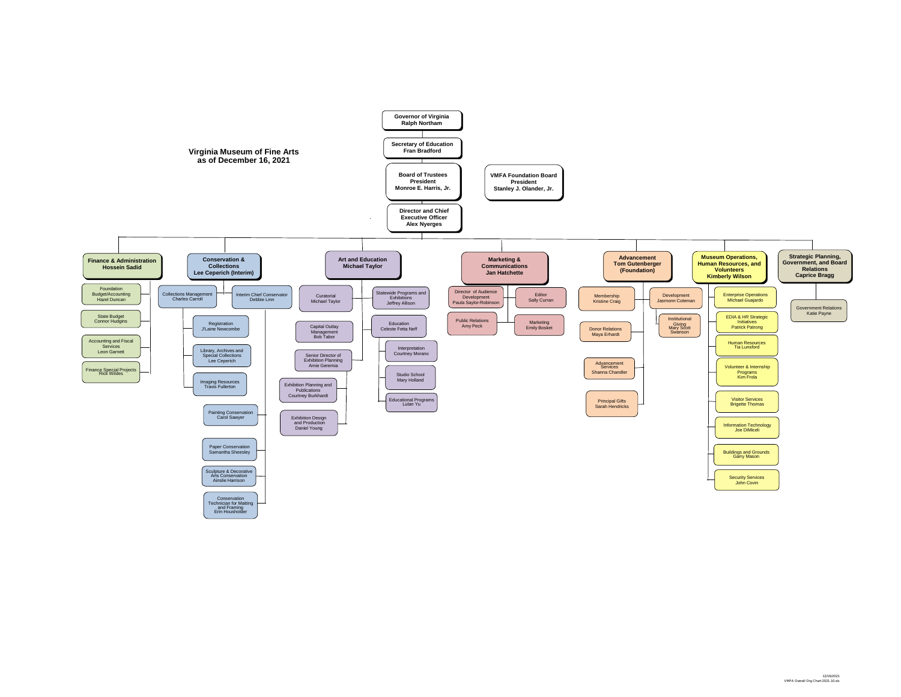# Virginia Museum of Fine Arts
## as of December 16, 2021

**Governor of Virginia**
**Ralph Northam**

- **Secretary of Education**
  **Fran Bradford**
  - **Board of Trustees President**
    **Monroe E. Harris, Jr.**
    - **Director and Chief Executive Officer**
      **Alex Nyerges**

**VMFA Foundation Board President**
**Stanley J. Olander, Jr.**

### Finance & Administration — Hossein Sadid
- Foundation Budget/Accounting — Hazel Duncan
- State Budget — Connor Hudgins
- Accounting and Fiscal Services — Leon Garnett
- Finance Special Projects — Rick Wildes

### Conservation & Collections — Lee Ceperich (Interim)
- Collections Management — Charles Carroll
  - Registration — J'Laine Newcombe
  - Library, Archives and Special Collections — Lee Ceperich
  - Imaging Resources — Travis Fullerton
- Interim Chief Conservator — Debbie Linn
  - Painting Conservation — Carol Sawyer
  - Paper Conservation — Samantha Sheesley
  - Sculpture & Decorative Arts Conservation — Ainslie Harrison
  - Conservation Technician for Matting and Framing — Erin Housholder

### Art and Education — Michael Taylor
- Curatorial — Michael Taylor
- Capital Outlay Management — Bob Tabor
- Senior Director of Exhibition Planning — Amie Geremia
  - Exhibition Planning and Publications — Courtney Burkhardt
  - Exhibition Design and Production — Daniel Young
- Statewide Programs and Exhibitions — Jeffrey Allison
- Education — Celeste Fetta Neff
  - Interpretation — Courtney Morano
  - Studio School — Mary Holland
  - Educational Programs — Lulan Yu

### Marketing & Communications — Jan Hatchette
- Director of Audience Development — Paula Saylor-Robinson
- Editor — Sally Curran
- Public Relations — Amy Peck
- Marketing — Emily Bosket

### Advancement — Tom Gutenberger (Foundation)
- Membership — Kristine Craig
- Development — Jasmonn Coleman
  - Institutional Giving — Mary Scott Swanson
- Donor Relations — Maya Erhardt
- Advancement Services — Shanna Chandler
- Principal Gifts — Sarah Hendricks

### Museum Operations, Human Resources, and Volunteers — Kimberly Wilson
- Enterprise Operations — Michael Guajardo
- EDIA & HR Strategic Initiatives — Patrick Patrong
- Human Resources — Tia Lunsford
- Volunteer & Internship Programs — Kim Frola
- Visitor Services — Brigette Thomas
- Information Technology — Joe DiMiceli
- Buildings and Grounds — Garry Mason
- Security Services — John Covin

### Strategic Planning, Government, and Board Relations — Caprice Bragg
- Government Relations — Katie Payne

12/16/2021
VMFA Overall Org Chart 2021.10.xls